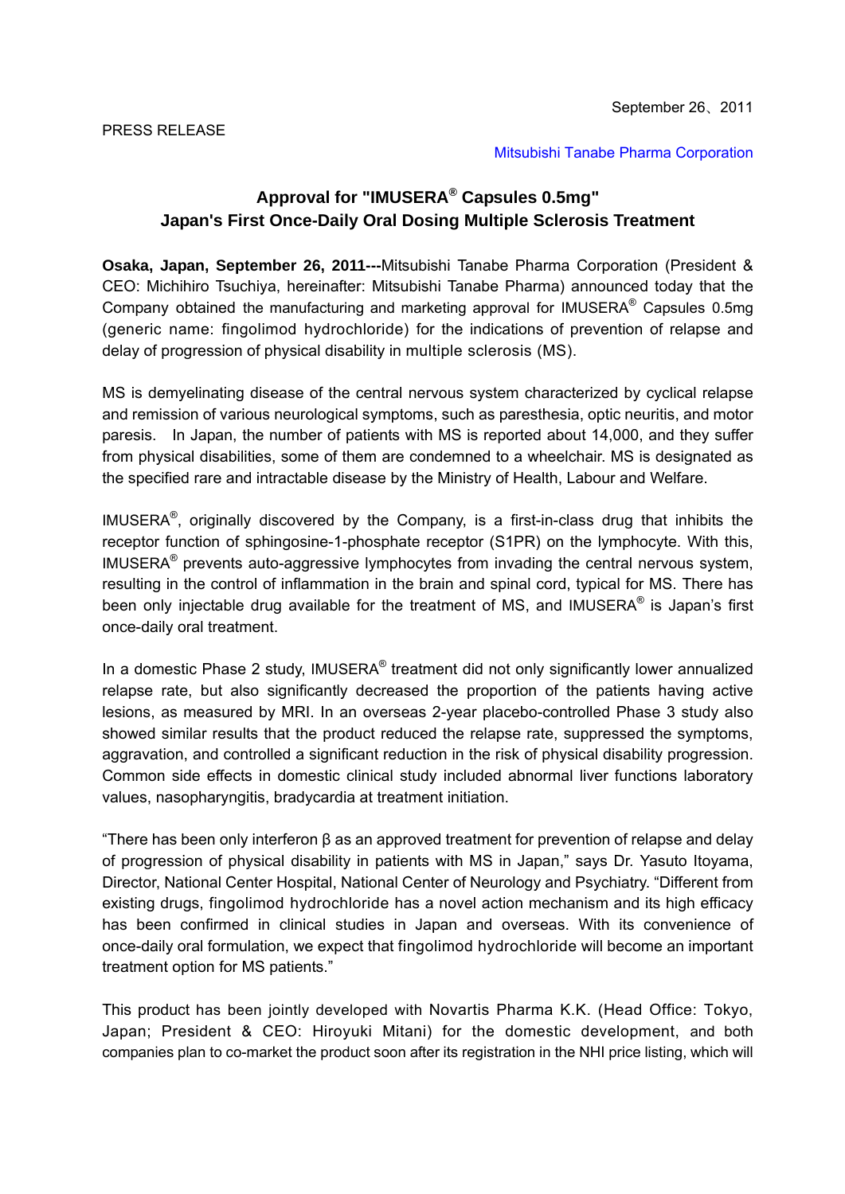September 26、2011

PRESS RELEASE

Mitsubishi Tanabe Pharma Corporation

# Approval for "IMUSERA® Capsules 0.5mg" Japan's First Once-Daily Oral Dosing Multiple Sclerosis Treatment

**Osaka, Japan, September 26, 2011---**Mitsubishi Tanabe Pharma Corporation (President & CEO: Michihiro Tsuchiya, hereinafter: Mitsubishi Tanabe Pharma) announced today that the Company obtained the manufacturing and marketing approval for IMUSERA® Capsules 0.5mg (generic name: fingolimod hydrochloride) for the indications of prevention of relapse and delay of progression of physical disability in multiple sclerosis (MS).

MS is demyelinating disease of the central nervous system characterized by cyclical relapse and remission of various neurological symptoms, such as paresthesia, optic neuritis, and motor paresis. In Japan, the number of patients with MS is reported about 14,000, and they suffer from physical disabilities, some of them are condemned to a wheelchair. MS is designated as the specified rare and intractable disease by the Ministry of Health, Labour and Welfare.

IMUSERA®, originally discovered by the Company, is a first-in-class drug that inhibits the receptor function of sphingosine-1-phosphate receptor (S1PR) on the lymphocyte. With this, IMUSERA® prevents auto-aggressive lymphocytes from invading the central nervous system, resulting in the control of inflammation in the brain and spinal cord, typical for MS. There has been only injectable drug available for the treatment of MS, and IMUSERA® is Japan's first once-daily oral treatment.

In a domestic Phase 2 study, IMUSERA® treatment did not only significantly lower annualized relapse rate, but also significantly decreased the proportion of the patients having active lesions, as measured by MRI. In an overseas 2-year placebo-controlled Phase 3 study also showed similar results that the product reduced the relapse rate, suppressed the symptoms, aggravation, and controlled a significant reduction in the risk of physical disability progression. Common side effects in domestic clinical study included abnormal liver functions laboratory values, nasopharyngitis, bradycardia at treatment initiation.

"There has been only interferon β as an approved treatment for prevention of relapse and delay of progression of physical disability in patients with MS in Japan," says Dr. Yasuto Itoyama, Director, National Center Hospital, National Center of Neurology and Psychiatry. "Different from existing drugs, fingolimod hydrochloride has a novel action mechanism and its high efficacy has been confirmed in clinical studies in Japan and overseas. With its convenience of once-daily oral formulation, we expect that fingolimod hydrochloride will become an important treatment option for MS patients."

This product has been jointly developed with Novartis Pharma K.K. (Head Office: Tokyo, Japan; President & CEO: Hiroyuki Mitani) for the domestic development, and both companies plan to co-market the product soon after its registration in the NHI price listing, which will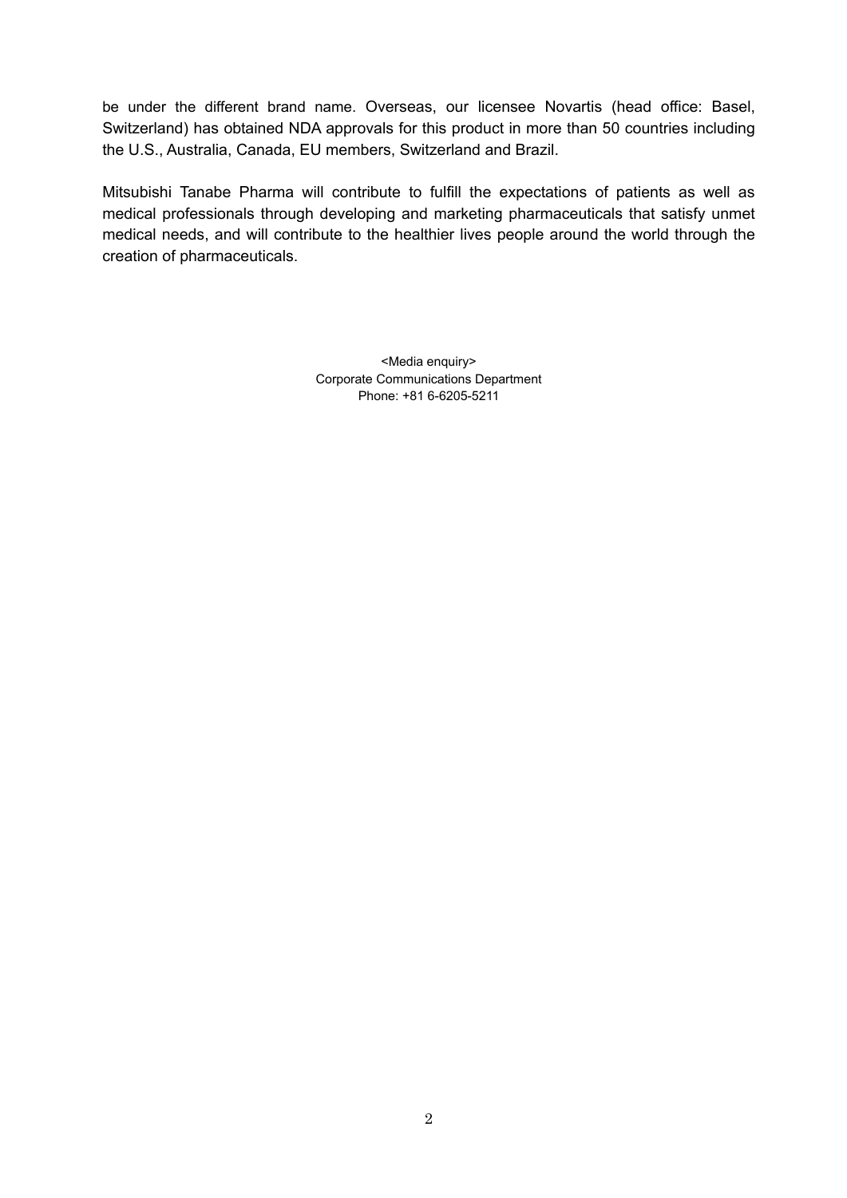be under the different brand name. Overseas, our licensee Novartis (head office: Basel, Switzerland) has obtained NDA approvals for this product in more than 50 countries including the U.S., Australia, Canada, EU members, Switzerland and Brazil.

Mitsubishi Tanabe Pharma will contribute to fulfill the expectations of patients as well as medical professionals through developing and marketing pharmaceuticals that satisfy unmet medical needs, and will contribute to the healthier lives people around the world through the creation of pharmaceuticals.

<Media enquiry>
Corporate Communications Department
Phone: +81 6-6205-5211